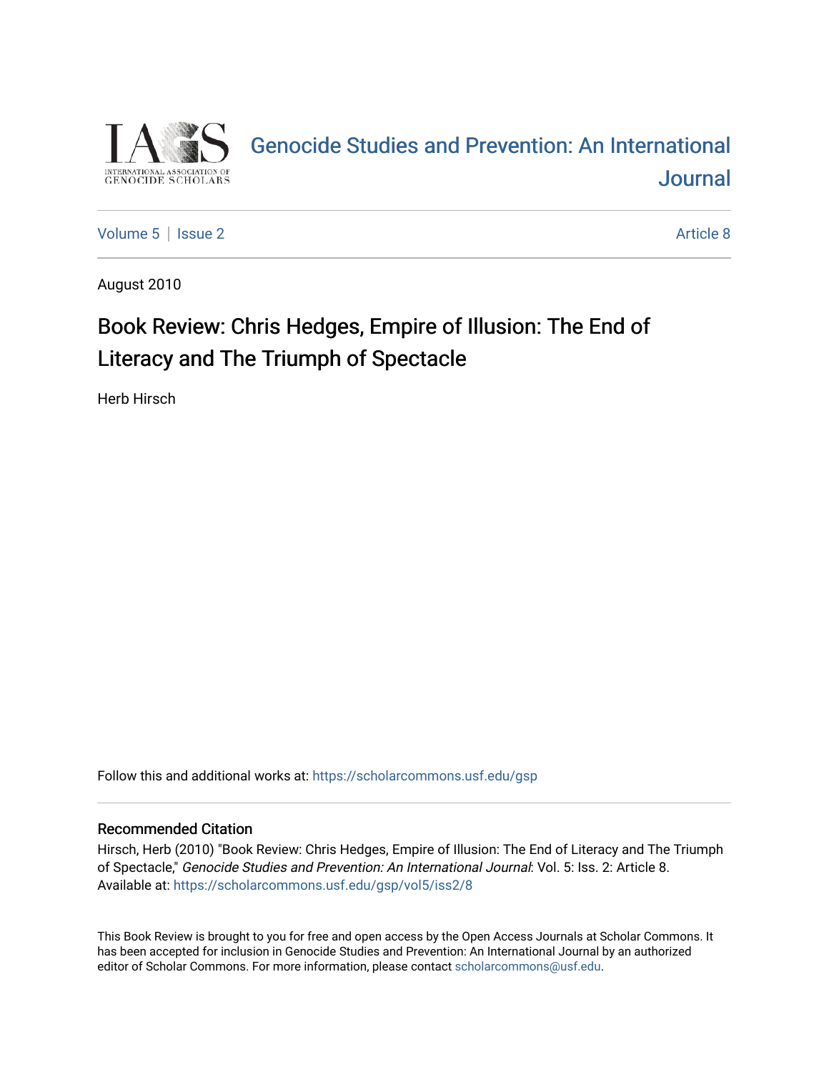# Genocide Studies and Prevention: An International Journal

Volume 5 | Issue 2 — Article 8

August 2010

## Book Review: Chris Hedges, Empire of Illusion: The End of Literacy and The Triumph of Spectacle

Herb Hirsch

Follow this and additional works at: https://scholarcommons.usf.edu/gsp

### Recommended Citation

Hirsch, Herb (2010) "Book Review: Chris Hedges, Empire of Illusion: The End of Literacy and The Triumph of Spectacle," *Genocide Studies and Prevention: An International Journal*: Vol. 5: Iss. 2: Article 8.
Available at: https://scholarcommons.usf.edu/gsp/vol5/iss2/8

This Book Review is brought to you for free and open access by the Open Access Journals at Scholar Commons. It has been accepted for inclusion in Genocide Studies and Prevention: An International Journal by an authorized editor of Scholar Commons. For more information, please contact scholarcommons@usf.edu.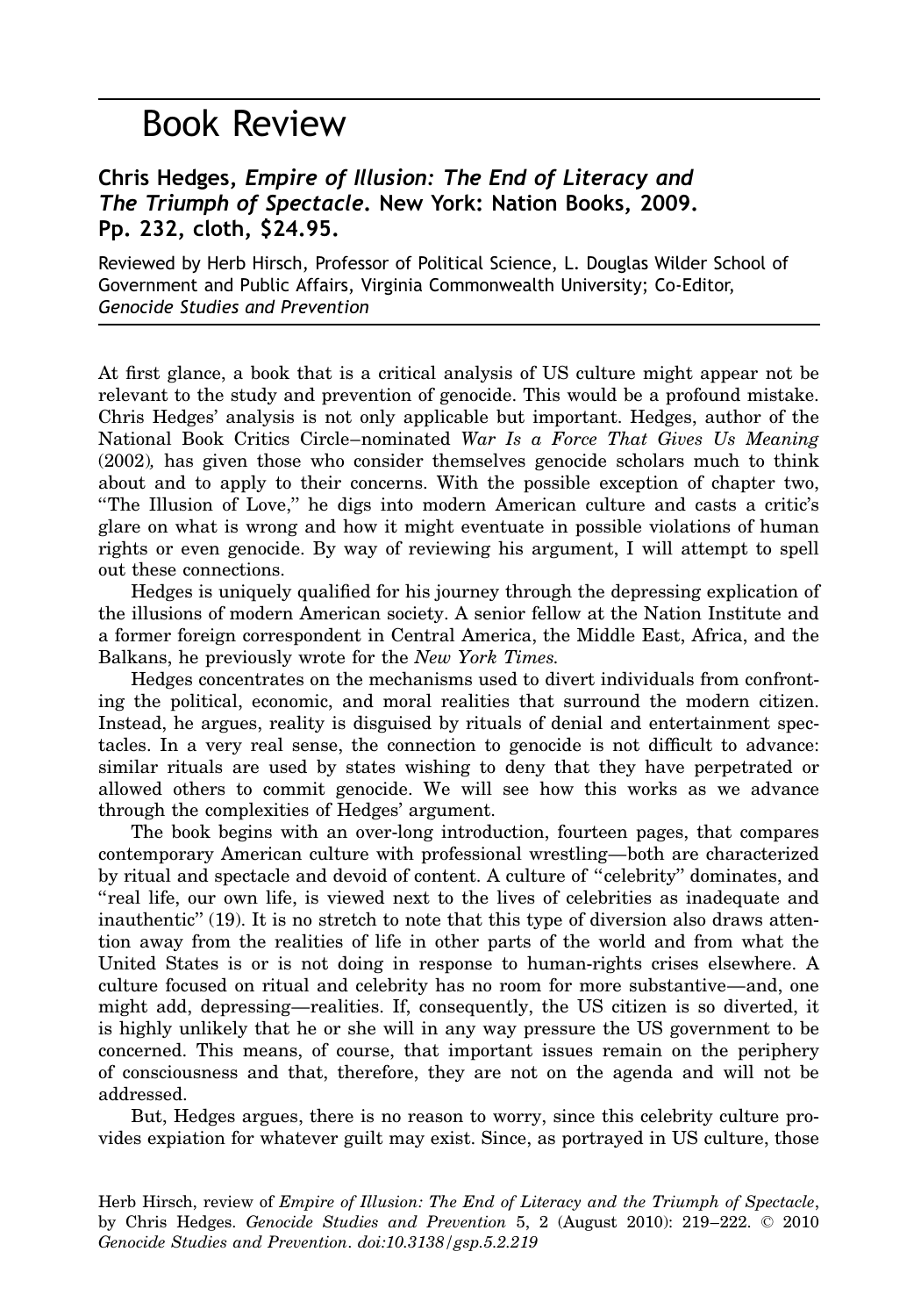# Book Review

## Chris Hedges, *Empire of Illusion: The End of Literacy and The Triumph of Spectacle*. New York: Nation Books, 2009. Pp. 232, cloth, $24.95.

Reviewed by Herb Hirsch, Professor of Political Science, L. Douglas Wilder School of Government and Public Affairs, Virginia Commonwealth University; Co-Editor, *Genocide Studies and Prevention*

At first glance, a book that is a critical analysis of US culture might appear not be relevant to the study and prevention of genocide. This would be a profound mistake. Chris Hedges' analysis is not only applicable but important. Hedges, author of the National Book Critics Circle–nominated *War Is a Force That Gives Us Meaning* (2002), has given those who consider themselves genocide scholars much to think about and to apply to their concerns. With the possible exception of chapter two, "The Illusion of Love," he digs into modern American culture and casts a critic's glare on what is wrong and how it might eventuate in possible violations of human rights or even genocide. By way of reviewing his argument, I will attempt to spell out these connections.

Hedges is uniquely qualified for his journey through the depressing explication of the illusions of modern American society. A senior fellow at the Nation Institute and a former foreign correspondent in Central America, the Middle East, Africa, and the Balkans, he previously wrote for the *New York Times*.

Hedges concentrates on the mechanisms used to divert individuals from confronting the political, economic, and moral realities that surround the modern citizen. Instead, he argues, reality is disguised by rituals of denial and entertainment spectacles. In a very real sense, the connection to genocide is not difficult to advance: similar rituals are used by states wishing to deny that they have perpetrated or allowed others to commit genocide. We will see how this works as we advance through the complexities of Hedges' argument.

The book begins with an over-long introduction, fourteen pages, that compares contemporary American culture with professional wrestling—both are characterized by ritual and spectacle and devoid of content. A culture of "celebrity" dominates, and "real life, our own life, is viewed next to the lives of celebrities as inadequate and inauthentic" (19). It is no stretch to note that this type of diversion also draws attention away from the realities of life in other parts of the world and from what the United States is or is not doing in response to human-rights crises elsewhere. A culture focused on ritual and celebrity has no room for more substantive—and, one might add, depressing—realities. If, consequently, the US citizen is so diverted, it is highly unlikely that he or she will in any way pressure the US government to be concerned. This means, of course, that important issues remain on the periphery of consciousness and that, therefore, they are not on the agenda and will not be addressed.

But, Hedges argues, there is no reason to worry, since this celebrity culture provides expiation for whatever guilt may exist. Since, as portrayed in US culture, those

Herb Hirsch, review of *Empire of Illusion: The End of Literacy and the Triumph of Spectacle*, by Chris Hedges. *Genocide Studies and Prevention* 5, 2 (August 2010): 219–222. © 2010 *Genocide Studies and Prevention*. *doi:10.3138/gsp.5.2.219*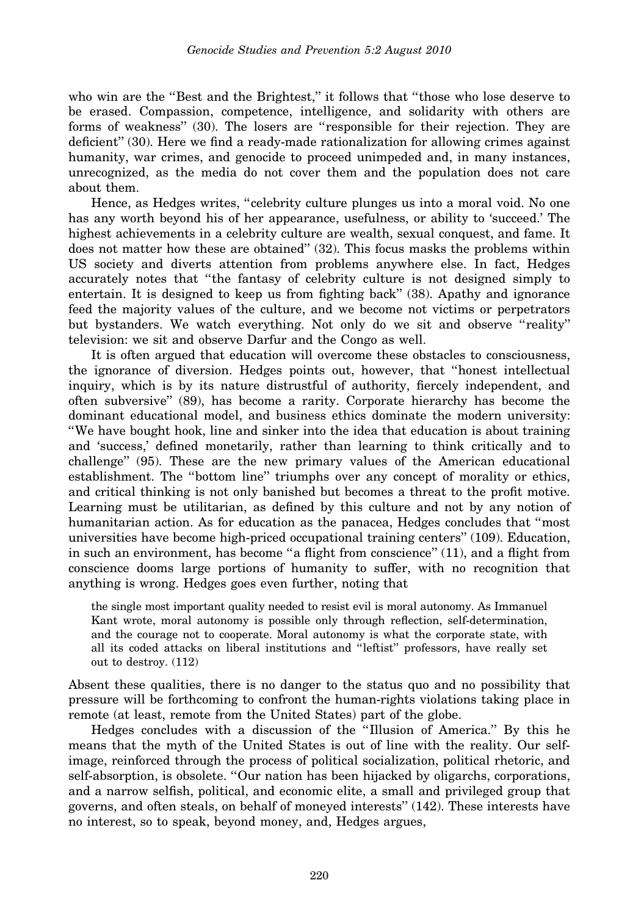who win are the "Best and the Brightest," it follows that "those who lose deserve to be erased. Compassion, competence, intelligence, and solidarity with others are forms of weakness" (30). The losers are "responsible for their rejection. They are deficient" (30). Here we find a ready-made rationalization for allowing crimes against humanity, war crimes, and genocide to proceed unimpeded and, in many instances, unrecognized, as the media do not cover them and the population does not care about them.

Hence, as Hedges writes, "celebrity culture plunges us into a moral void. No one has any worth beyond his of her appearance, usefulness, or ability to 'succeed.' The highest achievements in a celebrity culture are wealth, sexual conquest, and fame. It does not matter how these are obtained" (32). This focus masks the problems within US society and diverts attention from problems anywhere else. In fact, Hedges accurately notes that "the fantasy of celebrity culture is not designed simply to entertain. It is designed to keep us from fighting back" (38). Apathy and ignorance feed the majority values of the culture, and we become not victims or perpetrators but bystanders. We watch everything. Not only do we sit and observe "reality" television: we sit and observe Darfur and the Congo as well.

It is often argued that education will overcome these obstacles to consciousness, the ignorance of diversion. Hedges points out, however, that "honest intellectual inquiry, which is by its nature distrustful of authority, fiercely independent, and often subversive" (89), has become a rarity. Corporate hierarchy has become the dominant educational model, and business ethics dominate the modern university: "We have bought hook, line and sinker into the idea that education is about training and 'success,' defined monetarily, rather than learning to think critically and to challenge" (95). These are the new primary values of the American educational establishment. The "bottom line" triumphs over any concept of morality or ethics, and critical thinking is not only banished but becomes a threat to the profit motive. Learning must be utilitarian, as defined by this culture and not by any notion of humanitarian action. As for education as the panacea, Hedges concludes that "most universities have become high-priced occupational training centers" (109). Education, in such an environment, has become "a flight from conscience" (11), and a flight from conscience dooms large portions of humanity to suffer, with no recognition that anything is wrong. Hedges goes even further, noting that

> the single most important quality needed to resist evil is moral autonomy. As Immanuel Kant wrote, moral autonomy is possible only through reflection, self-determination, and the courage not to cooperate. Moral autonomy is what the corporate state, with all its coded attacks on liberal institutions and "leftist" professors, have really set out to destroy. (112)

Absent these qualities, there is no danger to the status quo and no possibility that pressure will be forthcoming to confront the human-rights violations taking place in remote (at least, remote from the United States) part of the globe.

Hedges concludes with a discussion of the "Illusion of America." By this he means that the myth of the United States is out of line with the reality. Our self-image, reinforced through the process of political socialization, political rhetoric, and self-absorption, is obsolete. "Our nation has been hijacked by oligarchs, corporations, and a narrow selfish, political, and economic elite, a small and privileged group that governs, and often steals, on behalf of moneyed interests" (142). These interests have no interest, so to speak, beyond money, and, Hedges argues,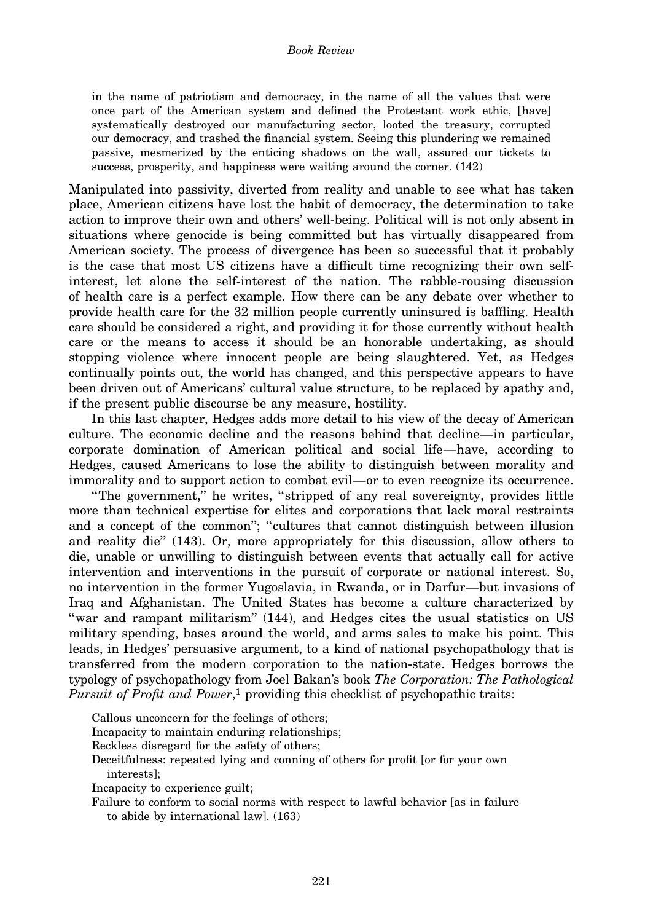> in the name of patriotism and democracy, in the name of all the values that were once part of the American system and defined the Protestant work ethic, [have] systematically destroyed our manufacturing sector, looted the treasury, corrupted our democracy, and trashed the financial system. Seeing this plundering we remained passive, mesmerized by the enticing shadows on the wall, assured our tickets to success, prosperity, and happiness were waiting around the corner. (142)

Manipulated into passivity, diverted from reality and unable to see what has taken place, American citizens have lost the habit of democracy, the determination to take action to improve their own and others' well-being. Political will is not only absent in situations where genocide is being committed but has virtually disappeared from American society. The process of divergence has been so successful that it probably is the case that most US citizens have a difficult time recognizing their own self-interest, let alone the self-interest of the nation. The rabble-rousing discussion of health care is a perfect example. How there can be any debate over whether to provide health care for the 32 million people currently uninsured is baffling. Health care should be considered a right, and providing it for those currently without health care or the means to access it should be an honorable undertaking, as should stopping violence where innocent people are being slaughtered. Yet, as Hedges continually points out, the world has changed, and this perspective appears to have been driven out of Americans' cultural value structure, to be replaced by apathy and, if the present public discourse be any measure, hostility.

In this last chapter, Hedges adds more detail to his view of the decay of American culture. The economic decline and the reasons behind that decline—in particular, corporate domination of American political and social life—have, according to Hedges, caused Americans to lose the ability to distinguish between morality and immorality and to support action to combat evil—or to even recognize its occurrence.

"The government," he writes, "stripped of any real sovereignty, provides little more than technical expertise for elites and corporations that lack moral restraints and a concept of the common"; "cultures that cannot distinguish between illusion and reality die" (143). Or, more appropriately for this discussion, allow others to die, unable or unwilling to distinguish between events that actually call for active intervention and interventions in the pursuit of corporate or national interest. So, no intervention in the former Yugoslavia, in Rwanda, or in Darfur—but invasions of Iraq and Afghanistan. The United States has become a culture characterized by "war and rampant militarism" (144), and Hedges cites the usual statistics on US military spending, bases around the world, and arms sales to make his point. This leads, in Hedges' persuasive argument, to a kind of national psychopathology that is transferred from the modern corporation to the nation-state. Hedges borrows the typology of psychopathology from Joel Bakan's book *The Corporation: The Pathological Pursuit of Profit and Power*,[1] providing this checklist of psychopathic traits:

> Callous unconcern for the feelings of others;
> Incapacity to maintain enduring relationships;
> Reckless disregard for the safety of others;
> Deceitfulness: repeated lying and conning of others for profit [or for your own interests];
> Incapacity to experience guilt;
> Failure to conform to social norms with respect to lawful behavior [as in failure to abide by international law]. (163)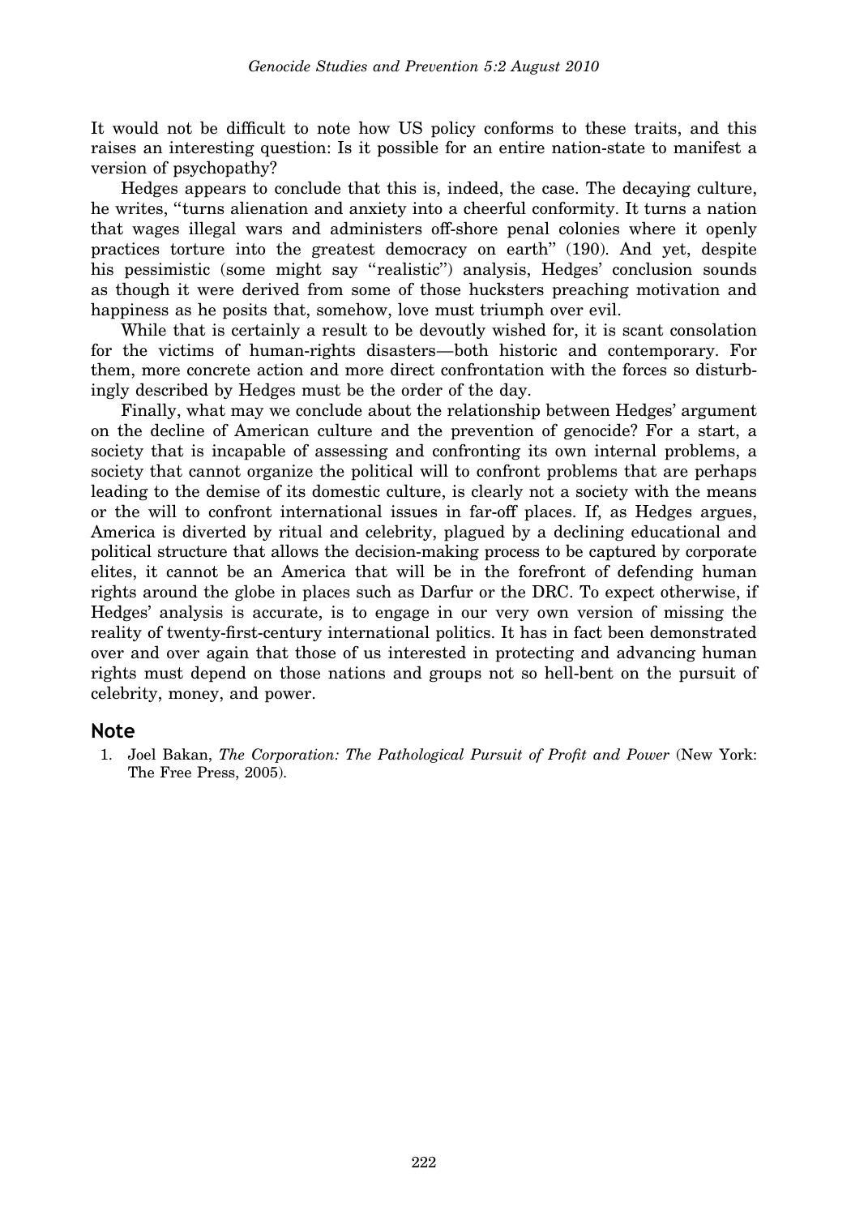It would not be difficult to note how US policy conforms to these traits, and this raises an interesting question: Is it possible for an entire nation-state to manifest a version of psychopathy?

Hedges appears to conclude that this is, indeed, the case. The decaying culture, he writes, "turns alienation and anxiety into a cheerful conformity. It turns a nation that wages illegal wars and administers off-shore penal colonies where it openly practices torture into the greatest democracy on earth" (190). And yet, despite his pessimistic (some might say "realistic") analysis, Hedges' conclusion sounds as though it were derived from some of those hucksters preaching motivation and happiness as he posits that, somehow, love must triumph over evil.

While that is certainly a result to be devoutly wished for, it is scant consolation for the victims of human-rights disasters—both historic and contemporary. For them, more concrete action and more direct confrontation with the forces so disturbingly described by Hedges must be the order of the day.

Finally, what may we conclude about the relationship between Hedges' argument on the decline of American culture and the prevention of genocide? For a start, a society that is incapable of assessing and confronting its own internal problems, a society that cannot organize the political will to confront problems that are perhaps leading to the demise of its domestic culture, is clearly not a society with the means or the will to confront international issues in far-off places. If, as Hedges argues, America is diverted by ritual and celebrity, plagued by a declining educational and political structure that allows the decision-making process to be captured by corporate elites, it cannot be an America that will be in the forefront of defending human rights around the globe in places such as Darfur or the DRC. To expect otherwise, if Hedges' analysis is accurate, is to engage in our very own version of missing the reality of twenty-first-century international politics. It has in fact been demonstrated over and over again that those of us interested in protecting and advancing human rights must depend on those nations and groups not so hell-bent on the pursuit of celebrity, money, and power.

## Note

1. Joel Bakan, *The Corporation: The Pathological Pursuit of Profit and Power* (New York: The Free Press, 2005).